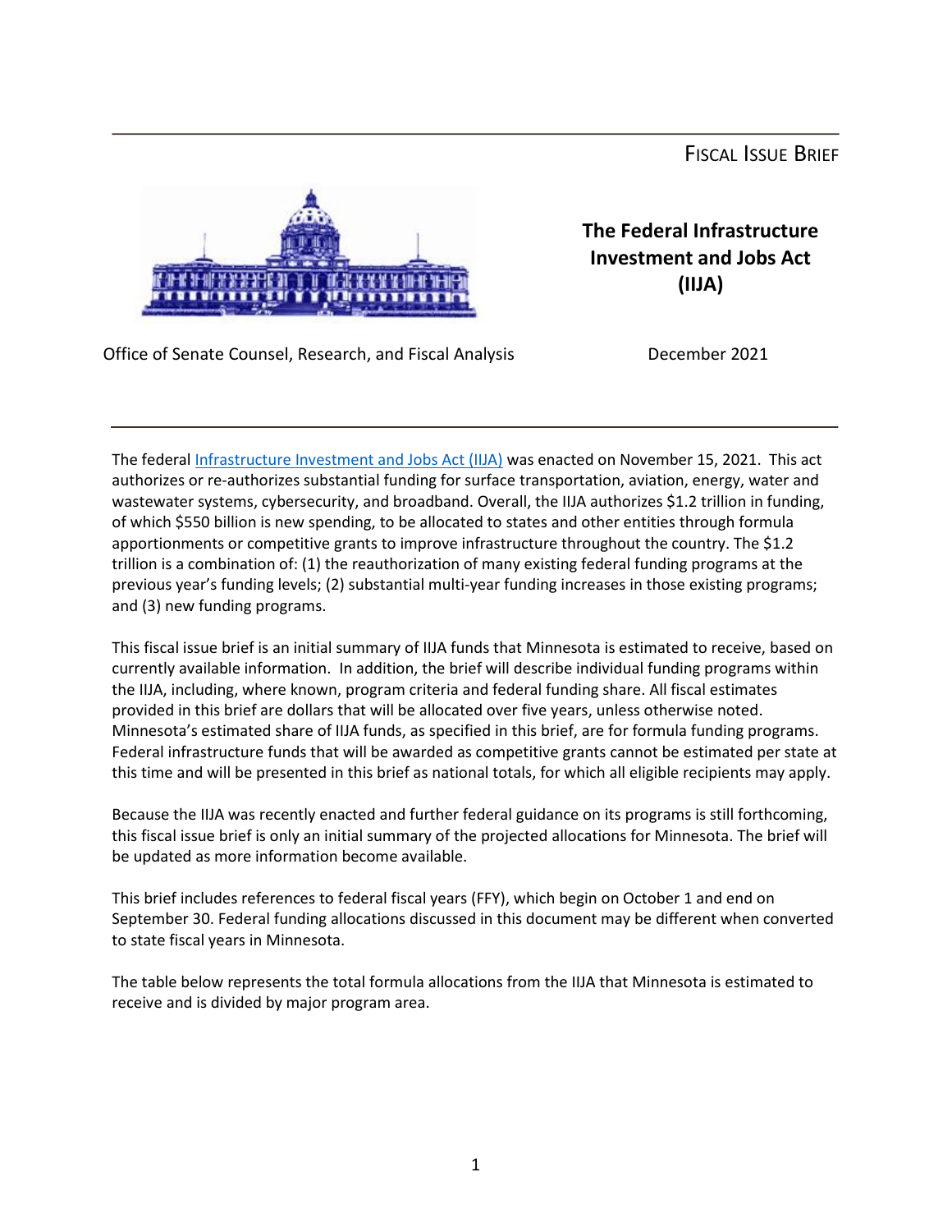FISCAL ISSUE BRIEF

# The Federal Infrastructure Investment and Jobs Act (IIJA)

Office of Senate Counsel, Research, and Fiscal Analysis

December 2021

The federal Infrastructure Investment and Jobs Act (IIJA) was enacted on November 15, 2021. This act authorizes or re-authorizes substantial funding for surface transportation, aviation, energy, water and wastewater systems, cybersecurity, and broadband. Overall, the IIJA authorizes $1.2 trillion in funding, of which $550 billion is new spending, to be allocated to states and other entities through formula apportionments or competitive grants to improve infrastructure throughout the country. The $1.2 trillion is a combination of: (1) the reauthorization of many existing federal funding programs at the previous year's funding levels; (2) substantial multi-year funding increases in those existing programs; and (3) new funding programs.

This fiscal issue brief is an initial summary of IIJA funds that Minnesota is estimated to receive, based on currently available information. In addition, the brief will describe individual funding programs within the IIJA, including, where known, program criteria and federal funding share. All fiscal estimates provided in this brief are dollars that will be allocated over five years, unless otherwise noted. Minnesota's estimated share of IIJA funds, as specified in this brief, are for formula funding programs. Federal infrastructure funds that will be awarded as competitive grants cannot be estimated per state at this time and will be presented in this brief as national totals, for which all eligible recipients may apply.

Because the IIJA was recently enacted and further federal guidance on its programs is still forthcoming, this fiscal issue brief is only an initial summary of the projected allocations for Minnesota. The brief will be updated as more information become available.

This brief includes references to federal fiscal years (FFY), which begin on October 1 and end on September 30. Federal funding allocations discussed in this document may be different when converted to state fiscal years in Minnesota.

The table below represents the total formula allocations from the IIJA that Minnesota is estimated to receive and is divided by major program area.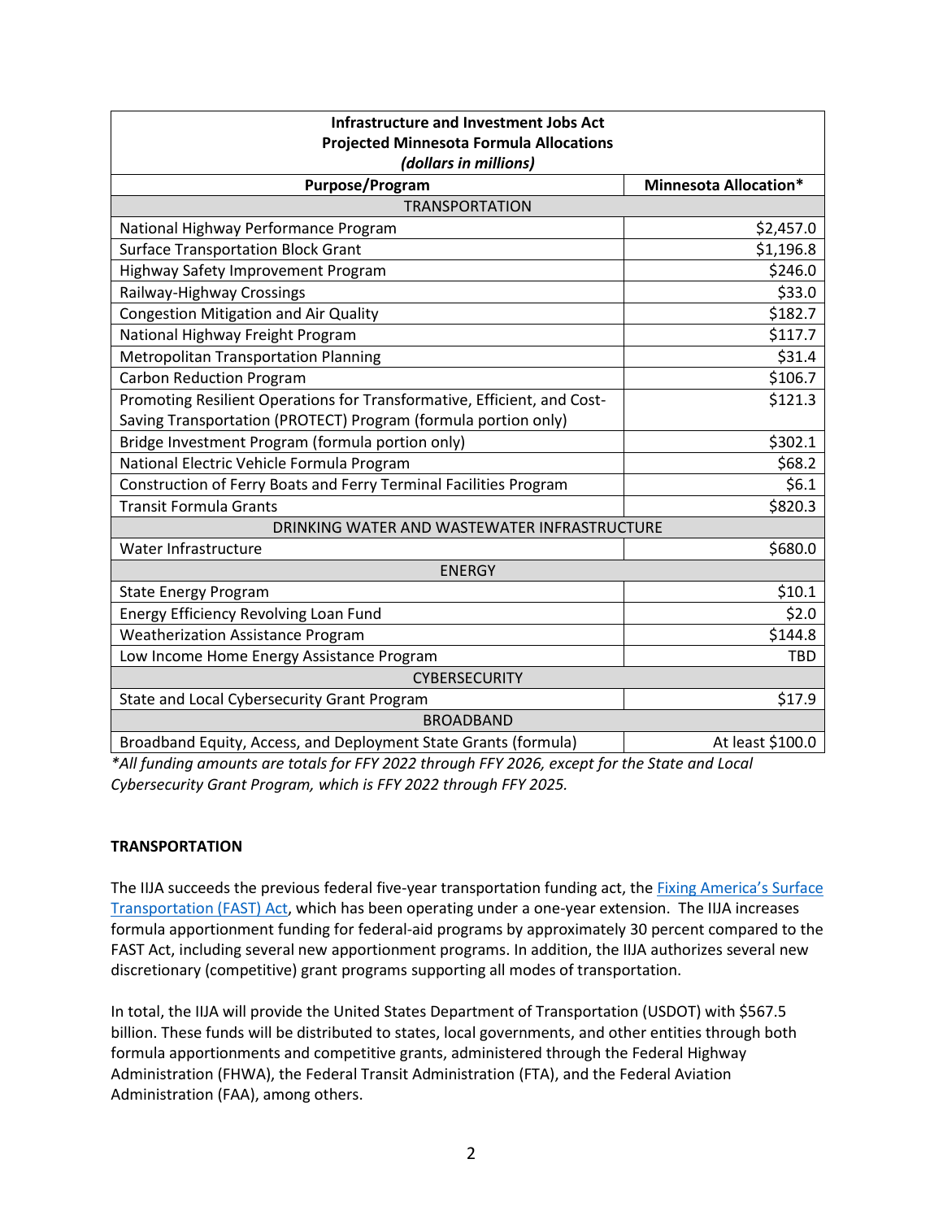| Infrastructure and Investment Jobs Act<br>Projected Minnesota Formula Allocations<br>*(dollars in millions)* | |
|---|---|
| **Purpose/Program** | **Minnesota Allocation*** |
| TRANSPORTATION | |
| National Highway Performance Program | $2,457.0 |
| Surface Transportation Block Grant | $1,196.8 |
| Highway Safety Improvement Program | $246.0 |
| Railway-Highway Crossings | $33.0 |
| Congestion Mitigation and Air Quality | $182.7 |
| National Highway Freight Program | $117.7 |
| Metropolitan Transportation Planning | $31.4 |
| Carbon Reduction Program | $106.7 |
| Promoting Resilient Operations for Transformative, Efficient, and Cost-Saving Transportation (PROTECT) Program (formula portion only) | $121.3 |
| Bridge Investment Program (formula portion only) | $302.1 |
| National Electric Vehicle Formula Program | $68.2 |
| Construction of Ferry Boats and Ferry Terminal Facilities Program | $6.1 |
| Transit Formula Grants | $820.3 |
| DRINKING WATER AND WASTEWATER INFRASTRUCTURE | |
| Water Infrastructure | $680.0 |
| ENERGY | |
| State Energy Program | $10.1 |
| Energy Efficiency Revolving Loan Fund | $2.0 |
| Weatherization Assistance Program | $144.8 |
| Low Income Home Energy Assistance Program | TBD |
| CYBERSECURITY | |
| State and Local Cybersecurity Grant Program | $17.9 |
| BROADBAND | |
| Broadband Equity, Access, and Deployment State Grants (formula) | At least $100.0 |

**All funding amounts are totals for FFY 2022 through FFY 2026, except for the State and Local Cybersecurity Grant Program, which is FFY 2022 through FFY 2025.*

**TRANSPORTATION**

The IIJA succeeds the previous federal five-year transportation funding act, the Fixing America's Surface Transportation (FAST) Act, which has been operating under a one-year extension. The IIJA increases formula apportionment funding for federal-aid programs by approximately 30 percent compared to the FAST Act, including several new apportionment programs. In addition, the IIJA authorizes several new discretionary (competitive) grant programs supporting all modes of transportation.

In total, the IIJA will provide the United States Department of Transportation (USDOT) with $567.5 billion. These funds will be distributed to states, local governments, and other entities through both formula apportionments and competitive grants, administered through the Federal Highway Administration (FHWA), the Federal Transit Administration (FTA), and the Federal Aviation Administration (FAA), among others.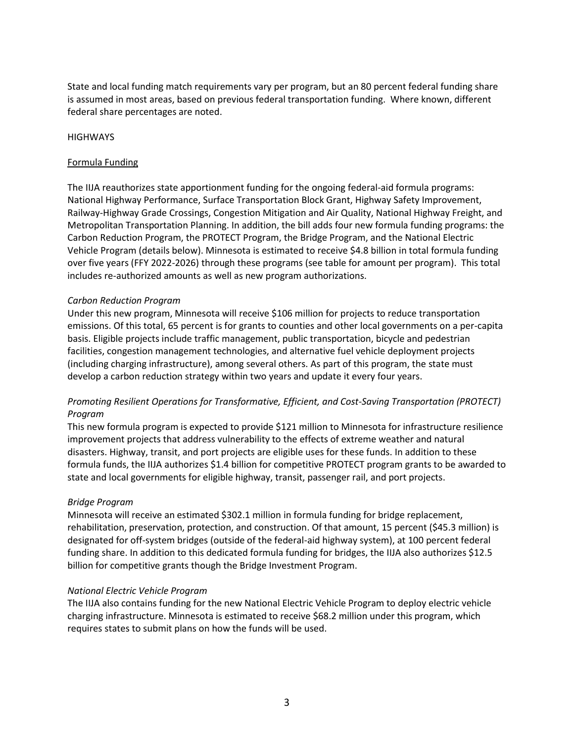State and local funding match requirements vary per program, but an 80 percent federal funding share is assumed in most areas, based on previous federal transportation funding. Where known, different federal share percentages are noted.

## HIGHWAYS

### Formula Funding

The IIJA reauthorizes state apportionment funding for the ongoing federal-aid formula programs: National Highway Performance, Surface Transportation Block Grant, Highway Safety Improvement, Railway-Highway Grade Crossings, Congestion Mitigation and Air Quality, National Highway Freight, and Metropolitan Transportation Planning. In addition, the bill adds four new formula funding programs: the Carbon Reduction Program, the PROTECT Program, the Bridge Program, and the National Electric Vehicle Program (details below). Minnesota is estimated to receive $4.8 billion in total formula funding over five years (FFY 2022-2026) through these programs (see table for amount per program). This total includes re-authorized amounts as well as new program authorizations.

#### *Carbon Reduction Program*

Under this new program, Minnesota will receive $106 million for projects to reduce transportation emissions. Of this total, 65 percent is for grants to counties and other local governments on a per-capita basis. Eligible projects include traffic management, public transportation, bicycle and pedestrian facilities, congestion management technologies, and alternative fuel vehicle deployment projects (including charging infrastructure), among several others. As part of this program, the state must develop a carbon reduction strategy within two years and update it every four years.

#### *Promoting Resilient Operations for Transformative, Efficient, and Cost-Saving Transportation (PROTECT) Program*

This new formula program is expected to provide $121 million to Minnesota for infrastructure resilience improvement projects that address vulnerability to the effects of extreme weather and natural disasters. Highway, transit, and port projects are eligible uses for these funds. In addition to these formula funds, the IIJA authorizes $1.4 billion for competitive PROTECT program grants to be awarded to state and local governments for eligible highway, transit, passenger rail, and port projects.

#### *Bridge Program*

Minnesota will receive an estimated $302.1 million in formula funding for bridge replacement, rehabilitation, preservation, protection, and construction. Of that amount, 15 percent ($45.3 million) is designated for off-system bridges (outside of the federal-aid highway system), at 100 percent federal funding share. In addition to this dedicated formula funding for bridges, the IIJA also authorizes $12.5 billion for competitive grants though the Bridge Investment Program.

#### *National Electric Vehicle Program*

The IIJA also contains funding for the new National Electric Vehicle Program to deploy electric vehicle charging infrastructure. Minnesota is estimated to receive $68.2 million under this program, which requires states to submit plans on how the funds will be used.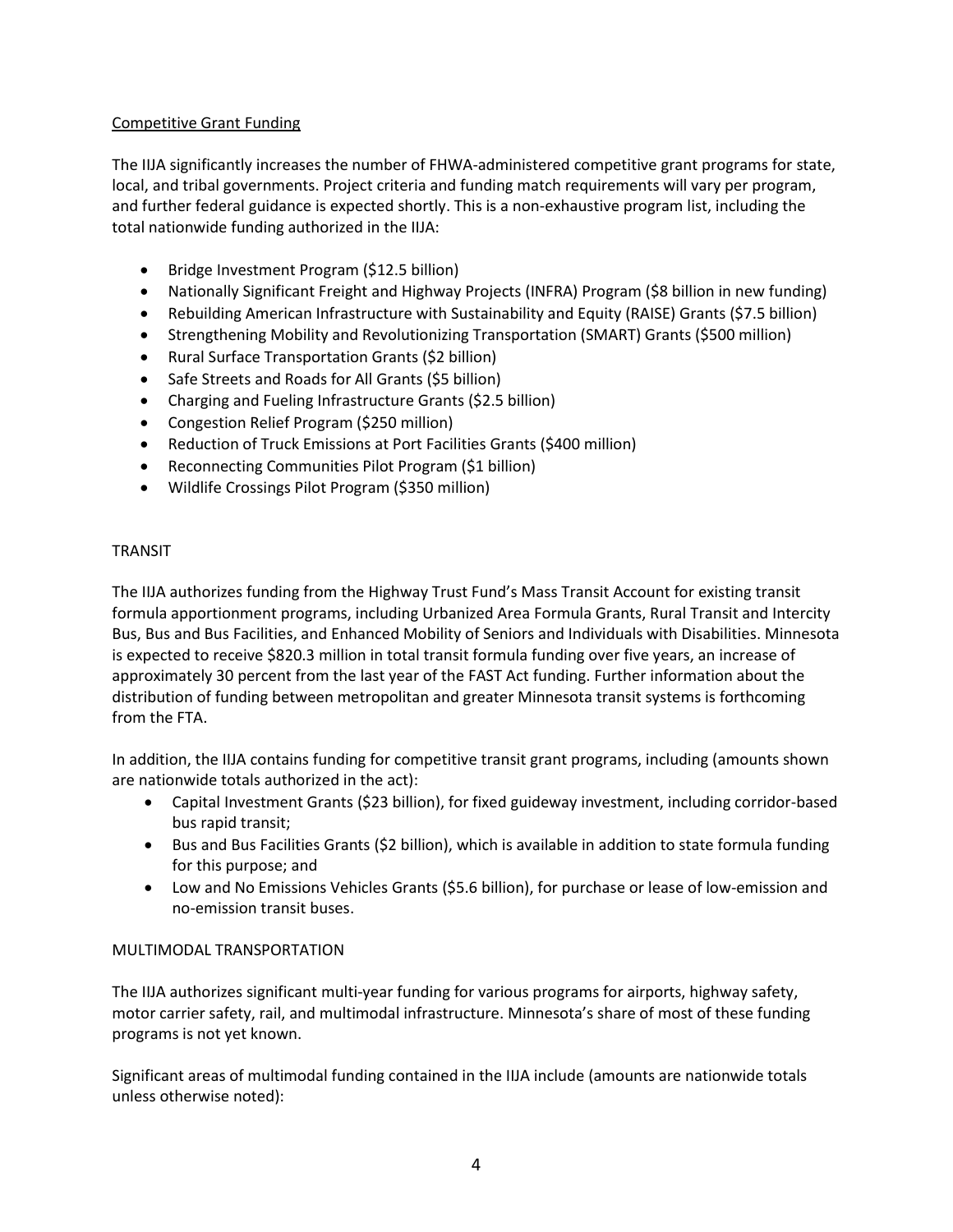Competitive Grant Funding

The IIJA significantly increases the number of FHWA-administered competitive grant programs for state, local, and tribal governments. Project criteria and funding match requirements will vary per program, and further federal guidance is expected shortly. This is a non-exhaustive program list, including the total nationwide funding authorized in the IIJA:

- Bridge Investment Program ($12.5 billion)
- Nationally Significant Freight and Highway Projects (INFRA) Program ($8 billion in new funding)
- Rebuilding American Infrastructure with Sustainability and Equity (RAISE) Grants ($7.5 billion)
- Strengthening Mobility and Revolutionizing Transportation (SMART) Grants ($500 million)
- Rural Surface Transportation Grants ($2 billion)
- Safe Streets and Roads for All Grants ($5 billion)
- Charging and Fueling Infrastructure Grants ($2.5 billion)
- Congestion Relief Program ($250 million)
- Reduction of Truck Emissions at Port Facilities Grants ($400 million)
- Reconnecting Communities Pilot Program ($1 billion)
- Wildlife Crossings Pilot Program ($350 million)

## TRANSIT

The IIJA authorizes funding from the Highway Trust Fund's Mass Transit Account for existing transit formula apportionment programs, including Urbanized Area Formula Grants, Rural Transit and Intercity Bus, Bus and Bus Facilities, and Enhanced Mobility of Seniors and Individuals with Disabilities. Minnesota is expected to receive $820.3 million in total transit formula funding over five years, an increase of approximately 30 percent from the last year of the FAST Act funding. Further information about the distribution of funding between metropolitan and greater Minnesota transit systems is forthcoming from the FTA.

In addition, the IIJA contains funding for competitive transit grant programs, including (amounts shown are nationwide totals authorized in the act):

- Capital Investment Grants ($23 billion), for fixed guideway investment, including corridor-based bus rapid transit;
- Bus and Bus Facilities Grants ($2 billion), which is available in addition to state formula funding for this purpose; and
- Low and No Emissions Vehicles Grants ($5.6 billion), for purchase or lease of low-emission and no-emission transit buses.

## MULTIMODAL TRANSPORTATION

The IIJA authorizes significant multi-year funding for various programs for airports, highway safety, motor carrier safety, rail, and multimodal infrastructure. Minnesota's share of most of these funding programs is not yet known.

Significant areas of multimodal funding contained in the IIJA include (amounts are nationwide totals unless otherwise noted):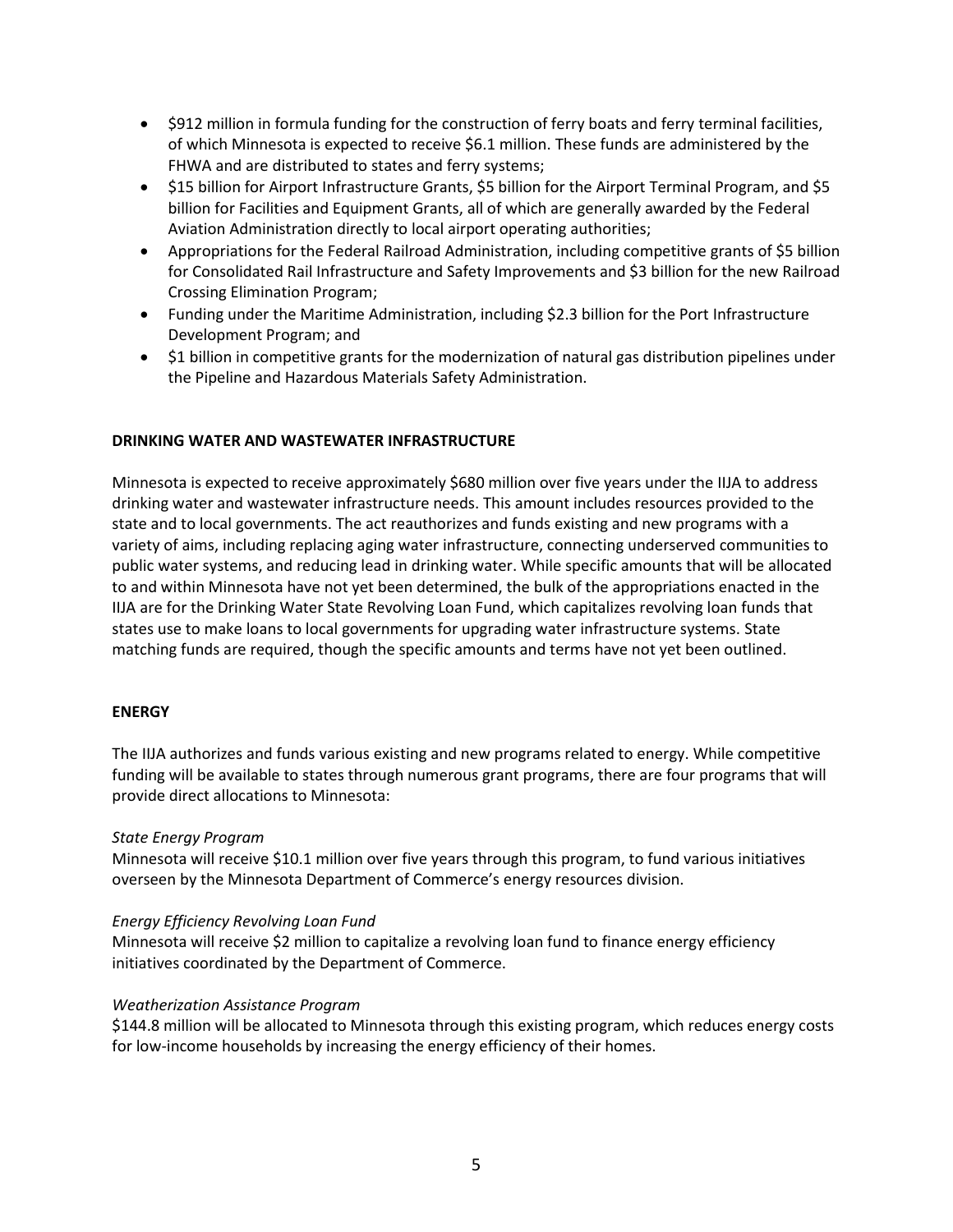- $912 million in formula funding for the construction of ferry boats and ferry terminal facilities, of which Minnesota is expected to receive $6.1 million. These funds are administered by the FHWA and are distributed to states and ferry systems;
- $15 billion for Airport Infrastructure Grants, $5 billion for the Airport Terminal Program, and $5 billion for Facilities and Equipment Grants, all of which are generally awarded by the Federal Aviation Administration directly to local airport operating authorities;
- Appropriations for the Federal Railroad Administration, including competitive grants of $5 billion for Consolidated Rail Infrastructure and Safety Improvements and $3 billion for the new Railroad Crossing Elimination Program;
- Funding under the Maritime Administration, including $2.3 billion for the Port Infrastructure Development Program; and
- $1 billion in competitive grants for the modernization of natural gas distribution pipelines under the Pipeline and Hazardous Materials Safety Administration.

**DRINKING WATER AND WASTEWATER INFRASTRUCTURE**

Minnesota is expected to receive approximately $680 million over five years under the IIJA to address drinking water and wastewater infrastructure needs. This amount includes resources provided to the state and to local governments. The act reauthorizes and funds existing and new programs with a variety of aims, including replacing aging water infrastructure, connecting underserved communities to public water systems, and reducing lead in drinking water. While specific amounts that will be allocated to and within Minnesota have not yet been determined, the bulk of the appropriations enacted in the IIJA are for the Drinking Water State Revolving Loan Fund, which capitalizes revolving loan funds that states use to make loans to local governments for upgrading water infrastructure systems. State matching funds are required, though the specific amounts and terms have not yet been outlined.

**ENERGY**

The IIJA authorizes and funds various existing and new programs related to energy. While competitive funding will be available to states through numerous grant programs, there are four programs that will provide direct allocations to Minnesota:

*State Energy Program*
Minnesota will receive $10.1 million over five years through this program, to fund various initiatives overseen by the Minnesota Department of Commerce's energy resources division.

*Energy Efficiency Revolving Loan Fund*
Minnesota will receive $2 million to capitalize a revolving loan fund to finance energy efficiency initiatives coordinated by the Department of Commerce.

*Weatherization Assistance Program*
$144.8 million will be allocated to Minnesota through this existing program, which reduces energy costs for low-income households by increasing the energy efficiency of their homes.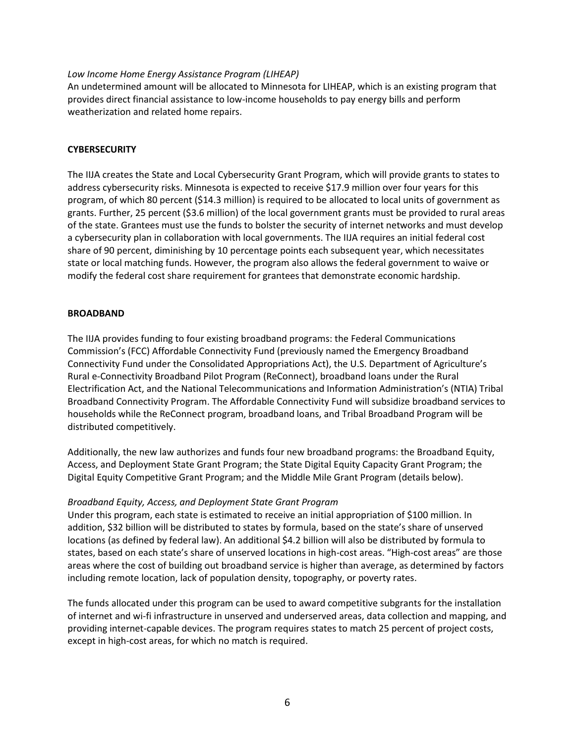*Low Income Home Energy Assistance Program (LIHEAP)*
An undetermined amount will be allocated to Minnesota for LIHEAP, which is an existing program that provides direct financial assistance to low-income households to pay energy bills and perform weatherization and related home repairs.

## CYBERSECURITY

The IIJA creates the State and Local Cybersecurity Grant Program, which will provide grants to states to address cybersecurity risks. Minnesota is expected to receive $17.9 million over four years for this program, of which 80 percent ($14.3 million) is required to be allocated to local units of government as grants. Further, 25 percent ($3.6 million) of the local government grants must be provided to rural areas of the state. Grantees must use the funds to bolster the security of internet networks and must develop a cybersecurity plan in collaboration with local governments. The IIJA requires an initial federal cost share of 90 percent, diminishing by 10 percentage points each subsequent year, which necessitates state or local matching funds. However, the program also allows the federal government to waive or modify the federal cost share requirement for grantees that demonstrate economic hardship.

## BROADBAND

The IIJA provides funding to four existing broadband programs: the Federal Communications Commission's (FCC) Affordable Connectivity Fund (previously named the Emergency Broadband Connectivity Fund under the Consolidated Appropriations Act), the U.S. Department of Agriculture's Rural e-Connectivity Broadband Pilot Program (ReConnect), broadband loans under the Rural Electrification Act, and the National Telecommunications and Information Administration's (NTIA) Tribal Broadband Connectivity Program. The Affordable Connectivity Fund will subsidize broadband services to households while the ReConnect program, broadband loans, and Tribal Broadband Program will be distributed competitively.

Additionally, the new law authorizes and funds four new broadband programs: the Broadband Equity, Access, and Deployment State Grant Program; the State Digital Equity Capacity Grant Program; the Digital Equity Competitive Grant Program; and the Middle Mile Grant Program (details below).

*Broadband Equity, Access, and Deployment State Grant Program*
Under this program, each state is estimated to receive an initial appropriation of $100 million. In addition, $32 billion will be distributed to states by formula, based on the state's share of unserved locations (as defined by federal law). An additional $4.2 billion will also be distributed by formula to states, based on each state's share of unserved locations in high-cost areas. "High-cost areas" are those areas where the cost of building out broadband service is higher than average, as determined by factors including remote location, lack of population density, topography, or poverty rates.

The funds allocated under this program can be used to award competitive subgrants for the installation of internet and wi-fi infrastructure in unserved and underserved areas, data collection and mapping, and providing internet-capable devices. The program requires states to match 25 percent of project costs, except in high-cost areas, for which no match is required.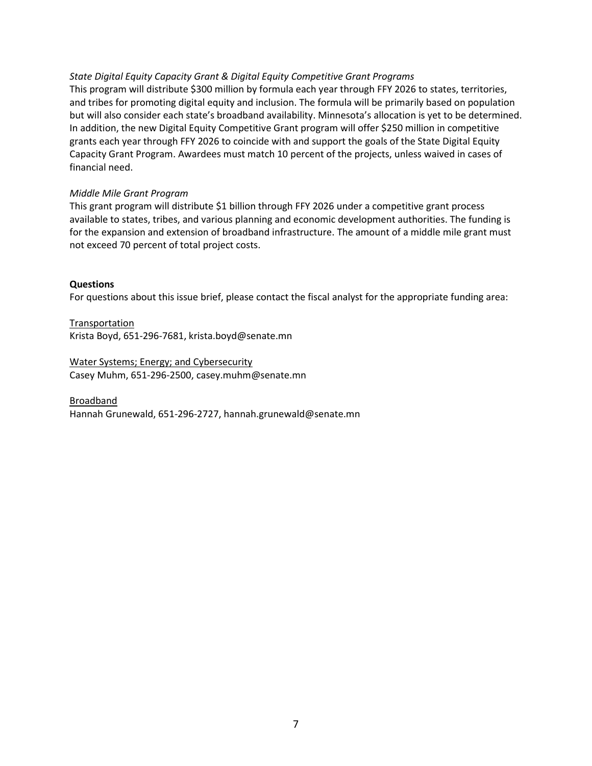*State Digital Equity Capacity Grant & Digital Equity Competitive Grant Programs*

This program will distribute $300 million by formula each year through FFY 2026 to states, territories, and tribes for promoting digital equity and inclusion. The formula will be primarily based on population but will also consider each state's broadband availability. Minnesota's allocation is yet to be determined. In addition, the new Digital Equity Competitive Grant program will offer $250 million in competitive grants each year through FFY 2026 to coincide with and support the goals of the State Digital Equity Capacity Grant Program. Awardees must match 10 percent of the projects, unless waived in cases of financial need.

*Middle Mile Grant Program*

This grant program will distribute $1 billion through FFY 2026 under a competitive grant process available to states, tribes, and various planning and economic development authorities. The funding is for the expansion and extension of broadband infrastructure. The amount of a middle mile grant must not exceed 70 percent of total project costs.

**Questions**

For questions about this issue brief, please contact the fiscal analyst for the appropriate funding area:

Transportation
Krista Boyd, 651-296-7681, krista.boyd@senate.mn

Water Systems; Energy; and Cybersecurity
Casey Muhm, 651-296-2500, casey.muhm@senate.mn

Broadband
Hannah Grunewald, 651-296-2727, hannah.grunewald@senate.mn